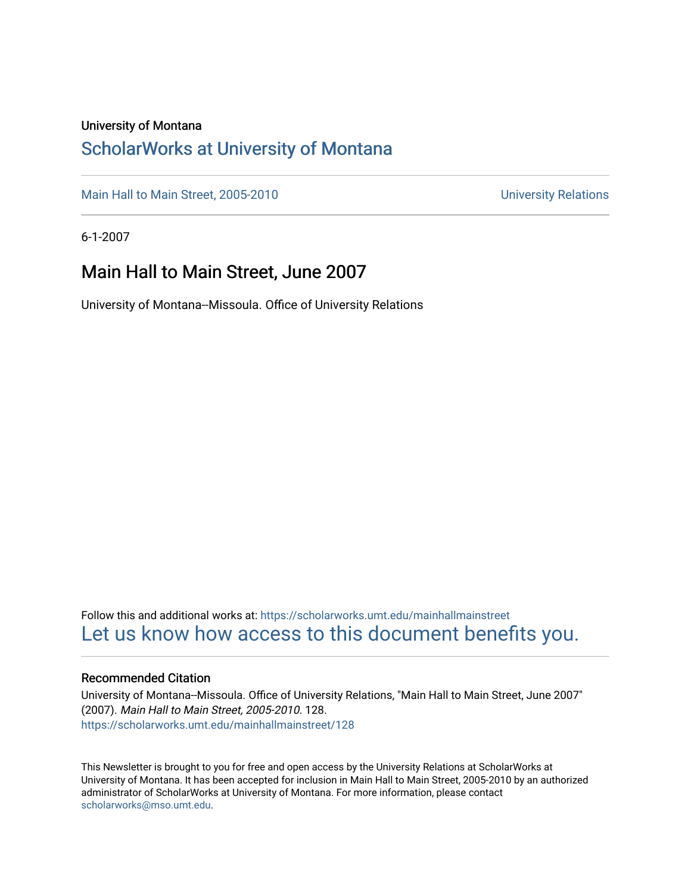University of Montana

# ScholarWorks at University of Montana

Main Hall to Main Street, 2005-2010 | University Relations

6-1-2007

## Main Hall to Main Street, June 2007

University of Montana--Missoula. Office of University Relations

Follow this and additional works at: https://scholarworks.umt.edu/mainhallmainstreet

Let us know how access to this document benefits you.

### Recommended Citation

University of Montana--Missoula. Office of University Relations, "Main Hall to Main Street, June 2007" (2007). *Main Hall to Main Street, 2005-2010*. 128.
https://scholarworks.umt.edu/mainhallmainstreet/128

This Newsletter is brought to you for free and open access by the University Relations at ScholarWorks at University of Montana. It has been accepted for inclusion in Main Hall to Main Street, 2005-2010 by an authorized administrator of ScholarWorks at University of Montana. For more information, please contact scholarworks@mso.umt.edu.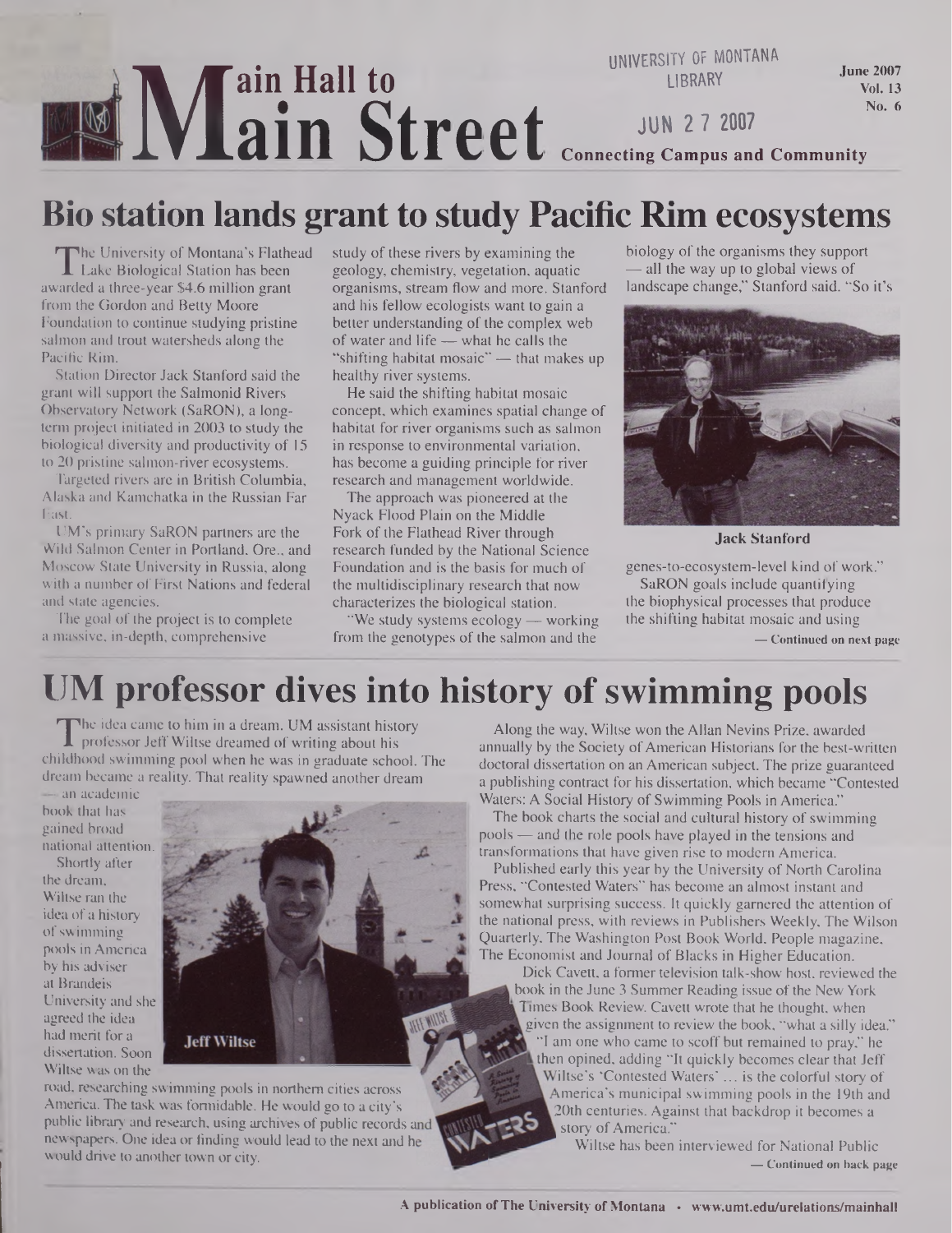# Main Hall to Main Street

UNIVERSITY OF MONTANA LIBRARY

JUN 27 2007

June 2007 Vol. 13 No. 6

**Connecting Campus and Community**

## Bio station lands grant to study Pacific Rim ecosystems

The University of Montana's Flathead Lake Biological Station has been awarded a three-year $4.6 million grant from the Gordon and Betty Moore Foundation to continue studying pristine salmon and trout watersheds along the Pacific Rim.

Station Director Jack Stanford said the grant will support the Salmonid Rivers Observatory Network (SaRON), a long-term project initiated in 2003 to study the biological diversity and productivity of 15 to 20 pristine salmon-river ecosystems.

Targeted rivers are in British Columbia, Alaska and Kamchatka in the Russian Far East.

UM's primary SaRON partners are the Wild Salmon Center in Portland, Ore., and Moscow State University in Russia, along with a number of First Nations and federal and state agencies.

The goal of the project is to complete a massive, in-depth, comprehensive study of these rivers by examining the geology, chemistry, vegetation, aquatic organisms, stream flow and more. Stanford and his fellow ecologists want to gain a better understanding of the complex web of water and life — what he calls the "shifting habitat mosaic" — that makes up healthy river systems.

He said the shifting habitat mosaic concept, which examines spatial change of habitat for river organisms such as salmon in response to environmental variation, has become a guiding principle for river research and management worldwide.

The approach was pioneered at the Nyack Flood Plain on the Middle Fork of the Flathead River through research funded by the National Science Foundation and is the basis for much of the multidisciplinary research that now characterizes the biological station.

"We study systems ecology — working from the genotypes of the salmon and the biology of the organisms they support — all the way up to global views of landscape change," Stanford said. "So it's genes-to-ecosystem-level kind of work."

Jack Stanford

SaRON goals include quantifying the biophysical processes that produce the shifting habitat mosaic and using

— Continued on next page

## UM professor dives into history of swimming pools

The idea came to him in a dream. UM assistant history professor Jeff Wiltse dreamed of writing about his childhood swimming pool when he was in graduate school. The dream became a reality. That reality spawned another dream — an academic book that has gained broad national attention.

Shortly after the dream, Wiltse ran the idea of a history of swimming pools in America by his adviser at Brandeis University and she agreed the idea had merit for a dissertation. Soon Wiltse was on the road, researching swimming pools in northern cities across America. The task was formidable. He would go to a city's public library and research, using archives of public records and newspapers. One idea or finding would lead to the next and he would drive to another town or city.

Jeff Wiltse

Along the way, Wiltse won the Allan Nevins Prize, awarded annually by the Society of American Historians for the best-written doctoral dissertation on an American subject. The prize guaranteed a publishing contract for his dissertation, which became "Contested Waters: A Social History of Swimming Pools in America."

The book charts the social and cultural history of swimming pools — and the role pools have played in the tensions and transformations that have given rise to modern America.

Published early this year by the University of North Carolina Press, "Contested Waters" has become an almost instant and somewhat surprising success. It quickly garnered the attention of the national press, with reviews in Publishers Weekly, The Wilson Quarterly, The Washington Post Book World, People magazine, The Economist and Journal of Blacks in Higher Education.

Dick Cavett, a former television talk-show host, reviewed the book in the June 3 Summer Reading issue of the New York Times Book Review. Cavett wrote that he thought, when given the assignment to review the book, "what a silly idea."

"I am one who came to scoff but remained to pray," he then opined, adding "It quickly becomes clear that Jeff Wiltse's 'Contested Waters' … is the colorful story of America's municipal swimming pools in the 19th and 20th centuries. Against that backdrop it becomes a story of America."

Wiltse has been interviewed for National Public

— Continued on back page

A publication of The University of Montana • www.umt.edu/urelations/mainhall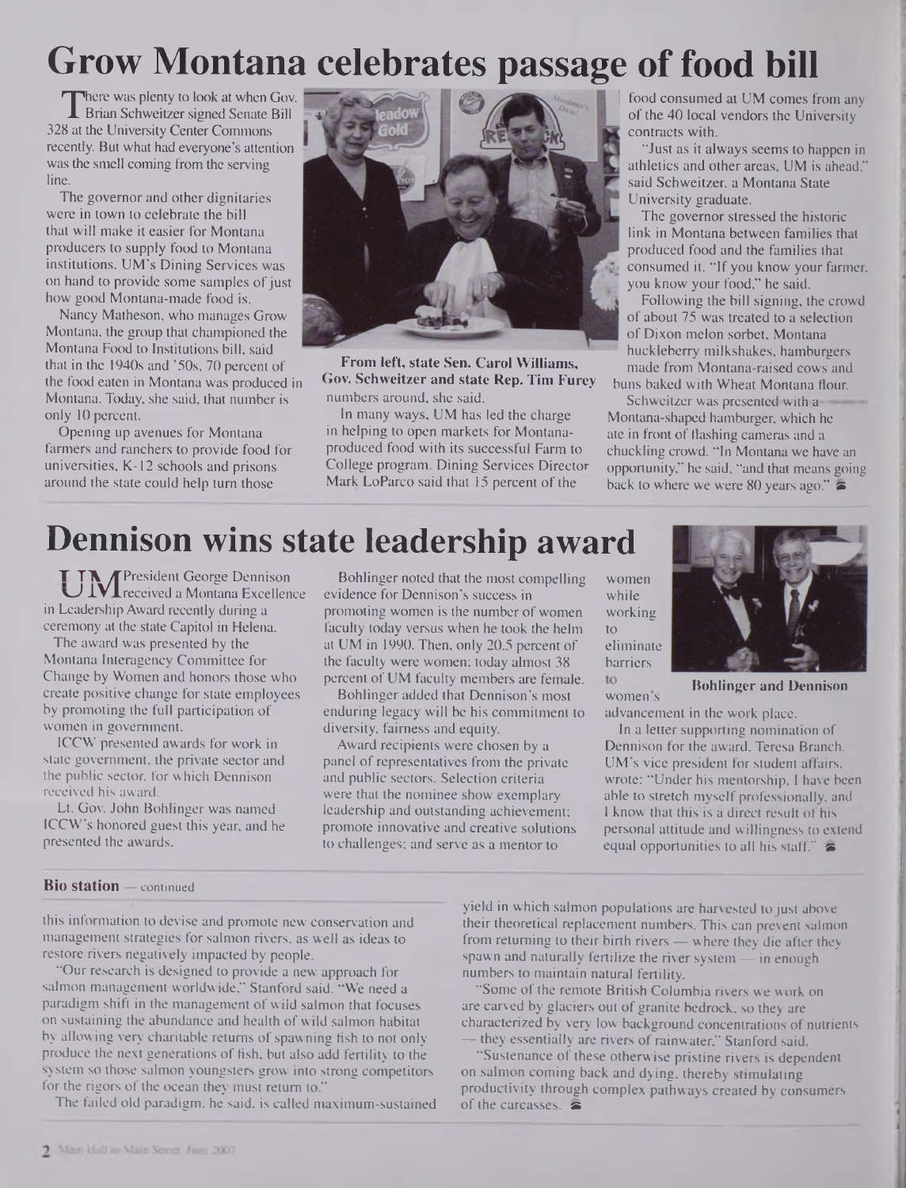# Grow Montana celebrates passage of food bill

There was plenty to look at when Gov. Brian Schweitzer signed Senate Bill 328 at the University Center Commons recently. But what had everyone's attention was the smell coming from the serving line.

The governor and other dignitaries were in town to celebrate the bill that will make it easier for Montana producers to supply food to Montana institutions. UM's Dining Services was on hand to provide some samples of just how good Montana-made food is.

Nancy Matheson, who manages Grow Montana, the group that championed the Montana Food to Institutions bill, said that in the 1940s and '50s, 70 percent of the food eaten in Montana was produced in Montana. Today, she said, that number is only 10 percent.

Opening up avenues for Montana farmers and ranchers to provide food for universities, K-12 schools and prisons around the state could help turn those numbers around, she said.

**From left, state Sen. Carol Williams, Gov. Schweitzer and state Rep. Tim Furey**

In many ways, UM has led the charge in helping to open markets for Montana-produced food with its successful Farm to College program. Dining Services Director Mark LoParco said that 15 percent of the food consumed at UM comes from any of the 40 local vendors the University contracts with.

"Just as it always seems to happen in athletics and other areas, UM is ahead," said Schweitzer, a Montana State University graduate.

The governor stressed the historic link in Montana between families that produced food and the families that consumed it. "If you know your farmer, you know your food," he said.

Following the bill signing, the crowd of about 75 was treated to a selection of Dixon melon sorbet, Montana huckleberry milkshakes, hamburgers made from Montana-raised cows and buns baked with Wheat Montana flour.

Schweitzer was presented with a Montana-shaped hamburger, which he ate in front of flashing cameras and a chuckling crowd. "In Montana we have an opportunity," he said, "and that means going back to where we were 80 years ago."

# Dennison wins state leadership award

UM President George Dennison received a Montana Excellence in Leadership Award recently during a ceremony at the state Capitol in Helena.

The award was presented by the Montana Interagency Committee for Change by Women and honors those who create positive change for state employees by promoting the full participation of women in government.

ICCW presented awards for work in state government, the private sector and the public sector, for which Dennison received his award.

Lt. Gov. John Bohlinger was named ICCW's honored guest this year, and he presented the awards.

Bohlinger noted that the most compelling evidence for Dennison's success in promoting women is the number of women faculty today versus when he took the helm at UM in 1990. Then, only 20.5 percent of the faculty were women; today almost 38 percent of UM faculty members are female.

Bohlinger added that Dennison's most enduring legacy will be his commitment to diversity, fairness and equity.

Award recipients were chosen by a panel of representatives from the private and public sectors. Selection criteria were that the nominee show exemplary leadership and outstanding achievement; promote innovative and creative solutions to challenges; and serve as a mentor to women while working to eliminate barriers to women's advancement in the work place.

**Bohlinger and Dennison**

In a letter supporting nomination of Dennison for the award, Teresa Branch, UM's vice president for student affairs, wrote: "Under his mentorship, I have been able to stretch myself professionally, and I know that this is a direct result of his personal attitude and willingness to extend equal opportunities to all his staff."

**Bio station** — continued

this information to devise and promote new conservation and management strategies for salmon rivers, as well as ideas to restore rivers negatively impacted by people.

"Our research is designed to provide a new approach for salmon management worldwide," Stanford said. "We need a paradigm shift in the management of wild salmon that focuses on sustaining the abundance and health of wild salmon habitat by allowing very charitable returns of spawning fish to not only produce the next generations of fish, but also add fertility to the system so those salmon youngsters grow into strong competitors for the rigors of the ocean they must return to."

The failed old paradigm, he said, is called maximum-sustained yield in which salmon populations are harvested to just above their theoretical replacement numbers. This can prevent salmon from returning to their birth rivers — where they die after they spawn and naturally fertilize the river system — in enough numbers to maintain natural fertility.

"Some of the remote British Columbia rivers we work on are carved by glaciers out of granite bedrock, so they are characterized by very low background concentrations of nutrients — they essentially are rivers of rainwater," Stanford said.

"Sustenance of these otherwise pristine rivers is dependent on salmon coming back and dying, thereby stimulating productivity through complex pathways created by consumers of the carcasses.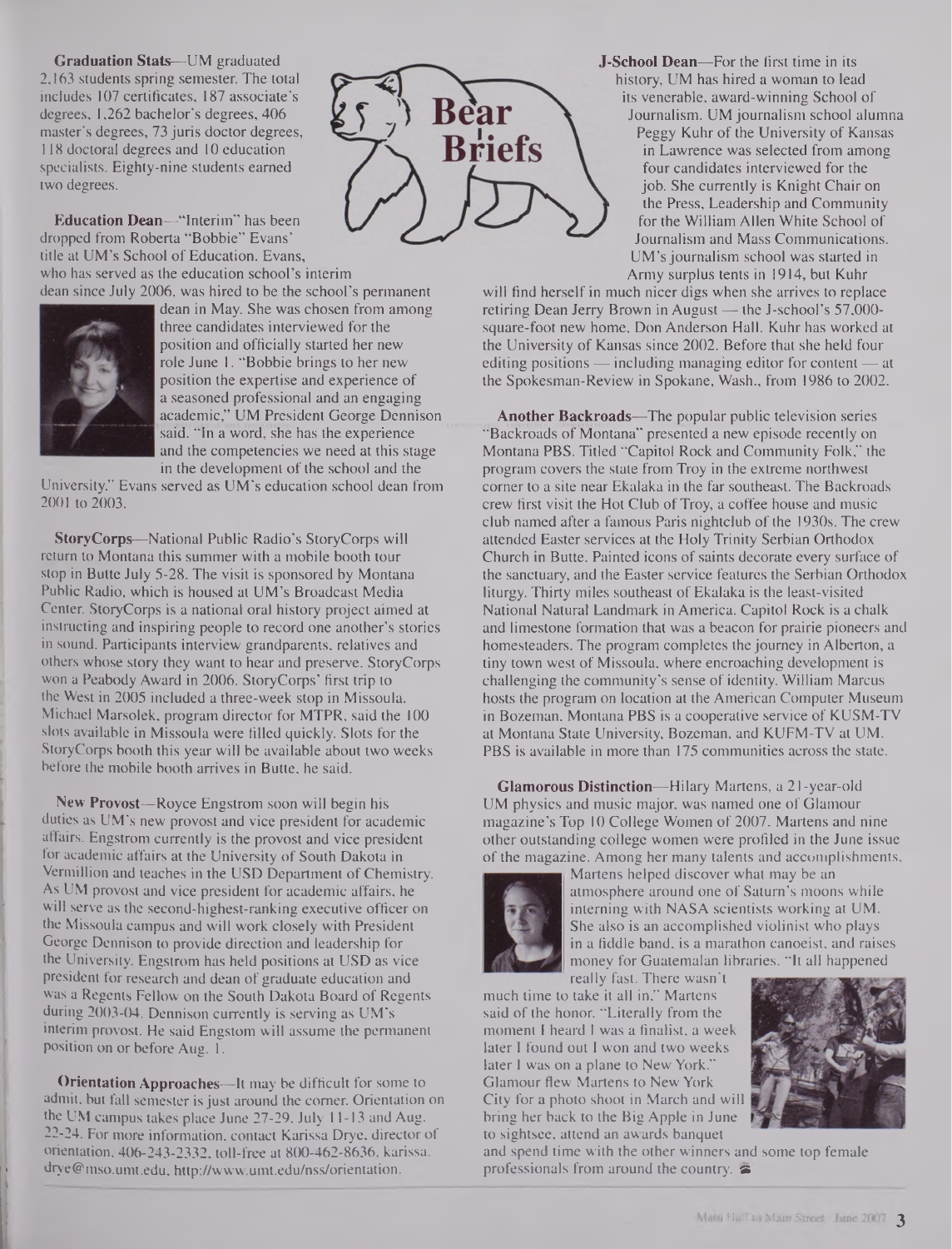# Bear Briefs

**Graduation Stats**—UM graduated 2,163 students spring semester. The total includes 107 certificates, 187 associate's degrees, 1,262 bachelor's degrees, 406 master's degrees, 73 juris doctor degrees, 118 doctoral degrees and 10 education specialists. Eighty-nine students earned two degrees.

**Education Dean**—"Interim" has been dropped from Roberta "Bobbie" Evans' title at UM's School of Education. Evans, who has served as the education school's interim dean since July 2006, was hired to be the school's permanent dean in May. She was chosen from among three candidates interviewed for the position and officially started her new role June 1. "Bobbie brings to her new position the expertise and experience of a seasoned professional and an engaging academic," UM President George Dennison said. "In a word, she has the experience and the competencies we need at this stage in the development of the school and the University." Evans served as UM's education school dean from 2001 to 2003.

**StoryCorps**—National Public Radio's StoryCorps will return to Montana this summer with a mobile booth tour stop in Butte July 5-28. The visit is sponsored by Montana Public Radio, which is housed at UM's Broadcast Media Center. StoryCorps is a national oral history project aimed at instructing and inspiring people to record one another's stories in sound. Participants interview grandparents, relatives and others whose story they want to hear and preserve. StoryCorps won a Peabody Award in 2006. StoryCorps' first trip to the West in 2005 included a three-week stop in Missoula. Michael Marsolek, program director for MTPR, said the 100 slots available in Missoula were filled quickly. Slots for the StoryCorps booth this year will be available about two weeks before the mobile booth arrives in Butte, he said.

**New Provost**—Royce Engstrom soon will begin his duties as UM's new provost and vice president for academic affairs. Engstrom currently is the provost and vice president for academic affairs at the University of South Dakota in Vermillion and teaches in the USD Department of Chemistry. As UM provost and vice president for academic affairs, he will serve as the second-highest-ranking executive officer on the Missoula campus and will work closely with President George Dennison to provide direction and leadership for the University. Engstrom has held positions at USD as vice president for research and dean of graduate education and was a Regents Fellow on the South Dakota Board of Regents during 2003-04. Dennison currently is serving as UM's interim provost. He said Engstom will assume the permanent position on or before Aug. 1.

**Orientation Approaches**—It may be difficult for some to admit, but fall semester is just around the corner. Orientation on the UM campus takes place June 27-29, July 11-13 and Aug. 22-24. For more information, contact Karissa Drye, director of orientation, 406-243-2332, toll-free at 800-462-8636, karissa.drye@mso.umt.edu, http://www.umt.edu/nss/orientation.

**J-School Dean**—For the first time in its history, UM has hired a woman to lead its venerable, award-winning School of Journalism. UM journalism school alumna Peggy Kuhr of the University of Kansas in Lawrence was selected from among four candidates interviewed for the job. She currently is Knight Chair on the Press, Leadership and Community for the William Allen White School of Journalism and Mass Communications. UM's journalism school was started in Army surplus tents in 1914, but Kuhr will find herself in much nicer digs when she arrives to replace retiring Dean Jerry Brown in August — the J-school's 57,000-square-foot new home, Don Anderson Hall. Kuhr has worked at the University of Kansas since 2002. Before that she held four editing positions — including managing editor for content — at the Spokesman-Review in Spokane, Wash., from 1986 to 2002.

**Another Backroads**—The popular public television series "Backroads of Montana" presented a new episode recently on Montana PBS. Titled "Capitol Rock and Community Folk," the program covers the state from Troy in the extreme northwest corner to a site near Ekalaka in the far southeast. The Backroads crew first visit the Hot Club of Troy, a coffee house and music club named after a famous Paris nightclub of the 1930s. The crew attended Easter services at the Holy Trinity Serbian Orthodox Church in Butte. Painted icons of saints decorate every surface of the sanctuary, and the Easter service features the Serbian Orthodox liturgy. Thirty miles southeast of Ekalaka is the least-visited National Natural Landmark in America. Capitol Rock is a chalk and limestone formation that was a beacon for prairie pioneers and homesteaders. The program completes the journey in Alberton, a tiny town west of Missoula, where encroaching development is challenging the community's sense of identity. William Marcus hosts the program on location at the American Computer Museum in Bozeman. Montana PBS is a cooperative service of KUSM-TV at Montana State University, Bozeman, and KUFM-TV at UM. PBS is available in more than 175 communities across the state.

**Glamorous Distinction**—Hilary Martens, a 21-year-old UM physics and music major, was named one of Glamour magazine's Top 10 College Women of 2007. Martens and nine other outstanding college women were profiled in the June issue of the magazine. Among her many talents and accomplishments, Martens helped discover what may be an atmosphere around one of Saturn's moons while interning with NASA scientists working at UM. She also is an accomplished violinist who plays in a fiddle band, is a marathon canoeist, and raises money for Guatemalan libraries. "It all happened really fast. There wasn't much time to take it all in," Martens said of the honor. "Literally from the moment I heard I was a finalist, a week later I found out I won and two weeks later I was on a plane to New York." Glamour flew Martens to New York City for a photo shoot in March and will bring her back to the Big Apple in June to sightsee, attend an awards banquet and spend time with the other winners and some top female professionals from around the country.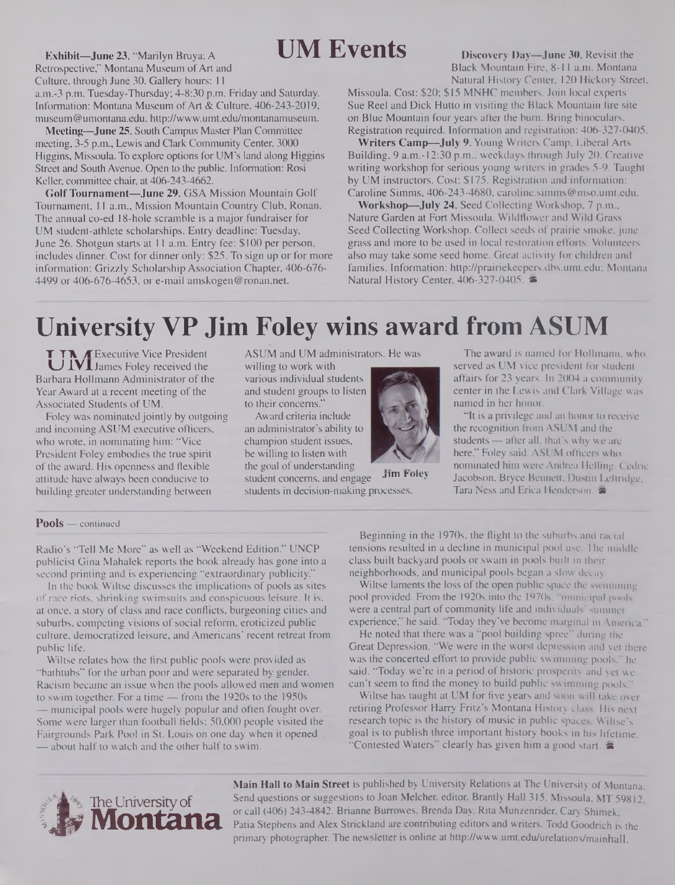# UM Events

**Exhibit—June 23.** "Marilyn Bruya: A Retrospective," Montana Museum of Art and Culture, through June 30. Gallery hours: 11 a.m.-3 p.m. Tuesday-Thursday; 4-8:30 p.m. Friday and Saturday. Information: Montana Museum of Art & Culture, 406-243-2019, museum@umontana.edu, http://www.umt.edu/montanamuseum.

**Meeting—June 25.** South Campus Master Plan Committee meeting, 3-5 p.m., Lewis and Clark Community Center, 3000 Higgins, Missoula. To explore options for UM's land along Higgins Street and South Avenue. Open to the public. Information: Rosi Keller, committee chair, at 406-243-4662.

**Golf Tournament—June 29.** GSA Mission Mountain Golf Tournament, 11 a.m., Mission Mountain Country Club, Ronan. The annual co-ed 18-hole scramble is a major fundraiser for UM student-athlete scholarships. Entry deadline: Tuesday, June 26. Shotgun starts at 11 a.m. Entry fee: $100 per person, includes dinner. Cost for dinner only: $25. To sign up or for more information: Grizzly Scholarship Association Chapter, 406-676-4499 or 406-676-4653, or e-mail amskogen@ronan.net.

**Discovery Day—June 30.** Revisit the Black Mountain Fire, 8-11 a.m. Montana Natural History Center, 120 Hickory Street, Missoula. Cost: $20; $15 MNHC members. Join local experts Sue Reel and Dick Hutto in visiting the Black Mountain fire site on Blue Mountain four years after the burn. Bring binoculars. Registration required. Information and registration: 406-327-0405.

**Writers Camp—July 9.** Young Writers Camp, Liberal Arts Building, 9 a.m.-12:30 p.m., weekdays through July 20. Creative writing workshop for serious young writers in grades 5-9. Taught by UM instructors. Cost: $175. Registration and information: Caroline Simms, 406-243-4680, caroline.simms@mso.umt.edu.

**Workshop—July 24.** Seed Collecting Workshop, 7 p.m., Nature Garden at Fort Missoula. Wildflower and Wild Grass Seed Collecting Workshop. Collect seeds of prairie smoke, june grass and more to be used in local restoration efforts. Volunteers also may take some seed home. Great activity for children and families. Information: http://prairiekeepers.dbs.umt.edu; Montana Natural History Center, 406-327-0405.

# University VP Jim Foley wins award from ASUM

UM Executive Vice President James Foley received the Barbara Hollmann Administrator of the Year Award at a recent meeting of the Associated Students of UM.

Foley was nominated jointly by outgoing and incoming ASUM executive officers, who wrote, in nominating him: "Vice President Foley embodies the true spirit of the award. His openness and flexible attitude have always been conducive to building greater understanding between ASUM and UM administrators. He was willing to work with various individual students and student groups to listen to their concerns."

Award criteria include an administrator's ability to champion student issues, be willing to listen with the goal of understanding student concerns, and engage students in decision-making processes.

Jim Foley

The award is named for Hollmann, who served as UM vice president for student affairs for 23 years. In 2004 a community center in the Lewis and Clark Village was named in her honor.

"It is a privilege and an honor to receive the recognition from ASUM and the students — after all, that's why we are here," Foley said. ASUM officers who nominated him were Andrea Helling, Cedric Jacobson, Bryce Bennett, Dustin Leftridge, Tara Ness and Erica Henderson.

**Pools** — continued

Radio's "Tell Me More" as well as "Weekend Edition." UNCP publicist Gina Mahalek reports the book already has gone into a second printing and is experiencing "extraordinary publicity."

In the book Wiltse discusses the implications of pools as sites of race riots, shrinking swimsuits and conspicuous leisure. It is, at once, a story of class and race conflicts, burgeoning cities and suburbs, competing visions of social reform, eroticized public culture, democratized leisure, and Americans' recent retreat from public life.

Wiltse relates how the first public pools were provided as "bathtubs" for the urban poor and were separated by gender. Racism became an issue when the pools allowed men and women to swim together. For a time — from the 1920s to the 1950s — municipal pools were hugely popular and often fought over. Some were larger than football fields: 50,000 people visited the Fairgrounds Park Pool in St. Louis on one day when it opened — about half to watch and the other half to swim.

Beginning in the 1970s, the flight to the suburbs and racial tensions resulted in a decline in municipal pool use. The middle class built backyard pools or swam in pools built in their neighborhoods, and municipal pools began a slow decay.

Wiltse laments the loss of the open public space the swimming pool provided. From the 1920s into the 1970s, "municipal pools were a central part of community life and individuals' summer experience," he said. "Today they've become marginal in America."

He noted that there was a "pool building spree" during the Great Depression. "We were in the worst depression and yet there was the concerted effort to provide public swimming pools," he said. "Today we're in a period of historic prosperity and yet we can't seem to find the money to build public swimming pools."

Wiltse has taught at UM for five years and soon will take over retiring Professor Harry Fritz's Montana History class. His next research topic is the history of music in public spaces. Wiltse's goal is to publish three important history books in his lifetime. "Contested Waters" clearly has given him a good start.

The University of Montana

**Main Hall to Main Street** is published by University Relations at The University of Montana. Send questions or suggestions to Joan Melcher, editor, Brantly Hall 315, Missoula, MT 59812, or call (406) 243-4842. Brianne Burrowes, Brenda Day, Rita Munzenrider, Cary Shimek, Patia Stephens and Alex Strickland are contributing editors and writers. Todd Goodrich is the primary photographer. The newsletter is online at http://www.umt.edu/urelations/mainhall.